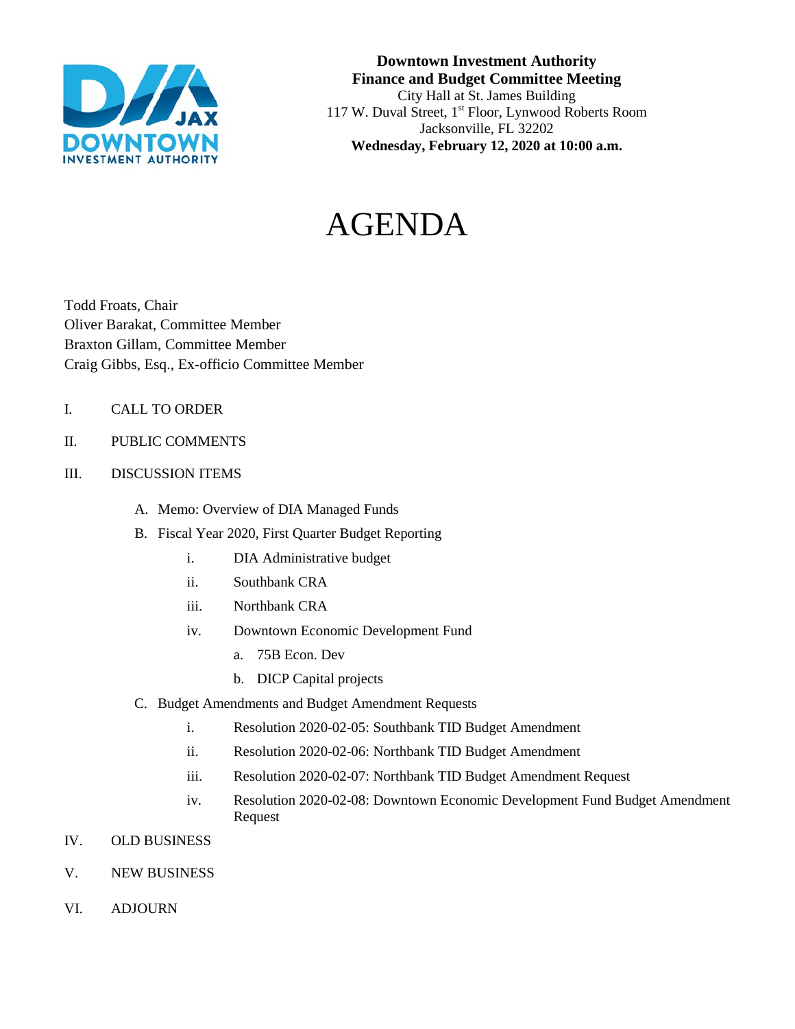**Downtown Investment Authority**
**Finance and Budget Committee Meeting**
City Hall at St. James Building
117 W. Duval Street, 1st Floor, Lynwood Roberts Room
Jacksonville, FL 32202
**Wednesday, February 12, 2020 at 10:00 a.m.**

# AGENDA

Todd Froats, Chair
Oliver Barakat, Committee Member
Braxton Gillam, Committee Member
Craig Gibbs, Esq., Ex-officio Committee Member

I. CALL TO ORDER

II. PUBLIC COMMENTS

III. DISCUSSION ITEMS

   A. Memo: Overview of DIA Managed Funds
   B. Fiscal Year 2020, First Quarter Budget Reporting
      i. DIA Administrative budget
      ii. Southbank CRA
      iii. Northbank CRA
      iv. Downtown Economic Development Fund
         a. 75B Econ. Dev
         b. DICP Capital projects
   C. Budget Amendments and Budget Amendment Requests
      i. Resolution 2020-02-05: Southbank TID Budget Amendment
      ii. Resolution 2020-02-06: Northbank TID Budget Amendment
      iii. Resolution 2020-02-07: Northbank TID Budget Amendment Request
      iv. Resolution 2020-02-08: Downtown Economic Development Fund Budget Amendment Request

IV. OLD BUSINESS

V. NEW BUSINESS

VI. ADJOURN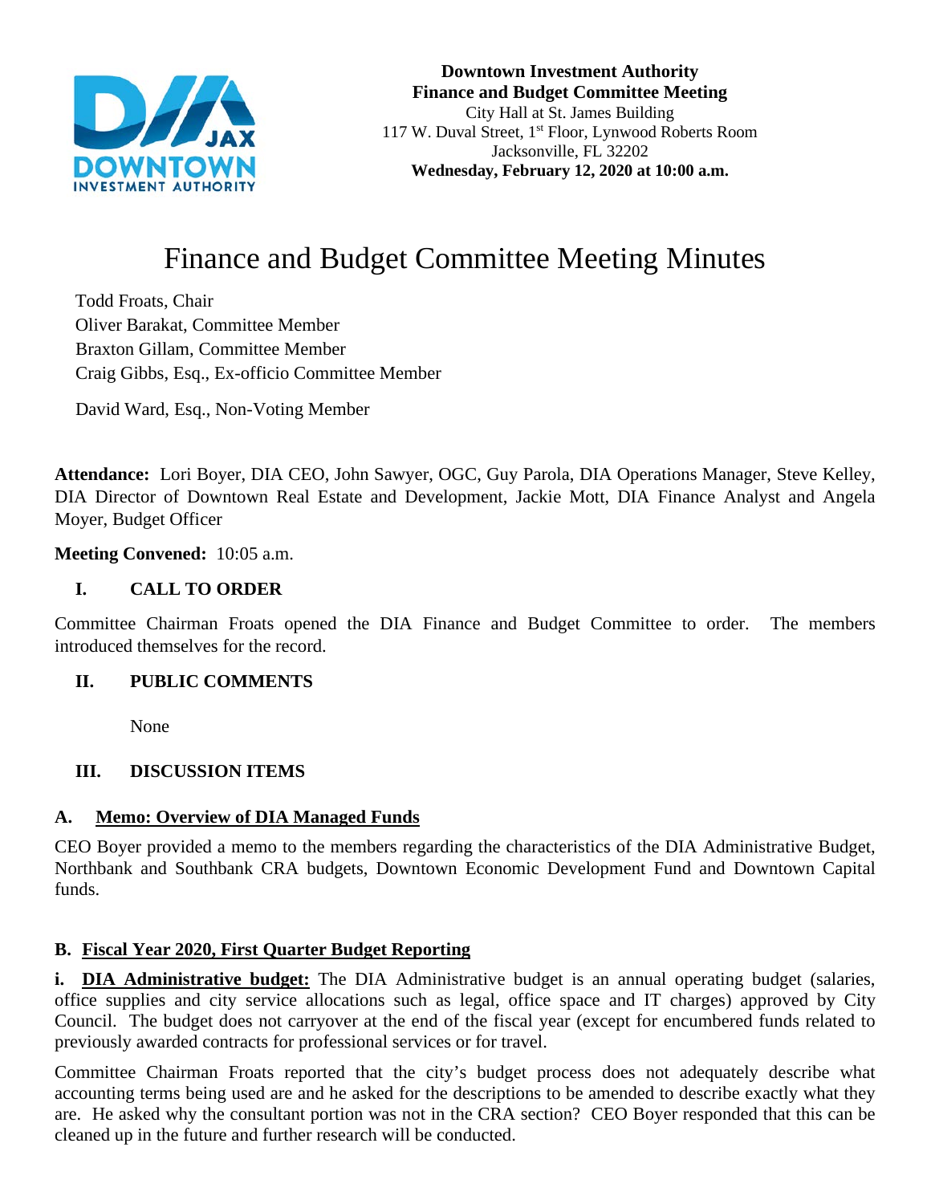**Downtown Investment Authority**
**Finance and Budget Committee Meeting**
City Hall at St. James Building
117 W. Duval Street, 1st Floor, Lynwood Roberts Room
Jacksonville, FL 32202
**Wednesday, February 12, 2020 at 10:00 a.m.**

# Finance and Budget Committee Meeting Minutes

Todd Froats, Chair
Oliver Barakat, Committee Member
Braxton Gillam, Committee Member
Craig Gibbs, Esq., Ex-officio Committee Member

David Ward, Esq., Non-Voting Member

**Attendance:** Lori Boyer, DIA CEO, John Sawyer, OGC, Guy Parola, DIA Operations Manager, Steve Kelley, DIA Director of Downtown Real Estate and Development, Jackie Mott, DIA Finance Analyst and Angela Moyer, Budget Officer

**Meeting Convened:** 10:05 a.m.

## I. CALL TO ORDER

Committee Chairman Froats opened the DIA Finance and Budget Committee to order. The members introduced themselves for the record.

## II. PUBLIC COMMENTS

None

## III. DISCUSSION ITEMS

### A. Memo: Overview of DIA Managed Funds

CEO Boyer provided a memo to the members regarding the characteristics of the DIA Administrative Budget, Northbank and Southbank CRA budgets, Downtown Economic Development Fund and Downtown Capital funds.

### B. Fiscal Year 2020, First Quarter Budget Reporting

**i. DIA Administrative budget:** The DIA Administrative budget is an annual operating budget (salaries, office supplies and city service allocations such as legal, office space and IT charges) approved by City Council. The budget does not carryover at the end of the fiscal year (except for encumbered funds related to previously awarded contracts for professional services or for travel.

Committee Chairman Froats reported that the city's budget process does not adequately describe what accounting terms being used are and he asked for the descriptions to be amended to describe exactly what they are. He asked why the consultant portion was not in the CRA section? CEO Boyer responded that this can be cleaned up in the future and further research will be conducted.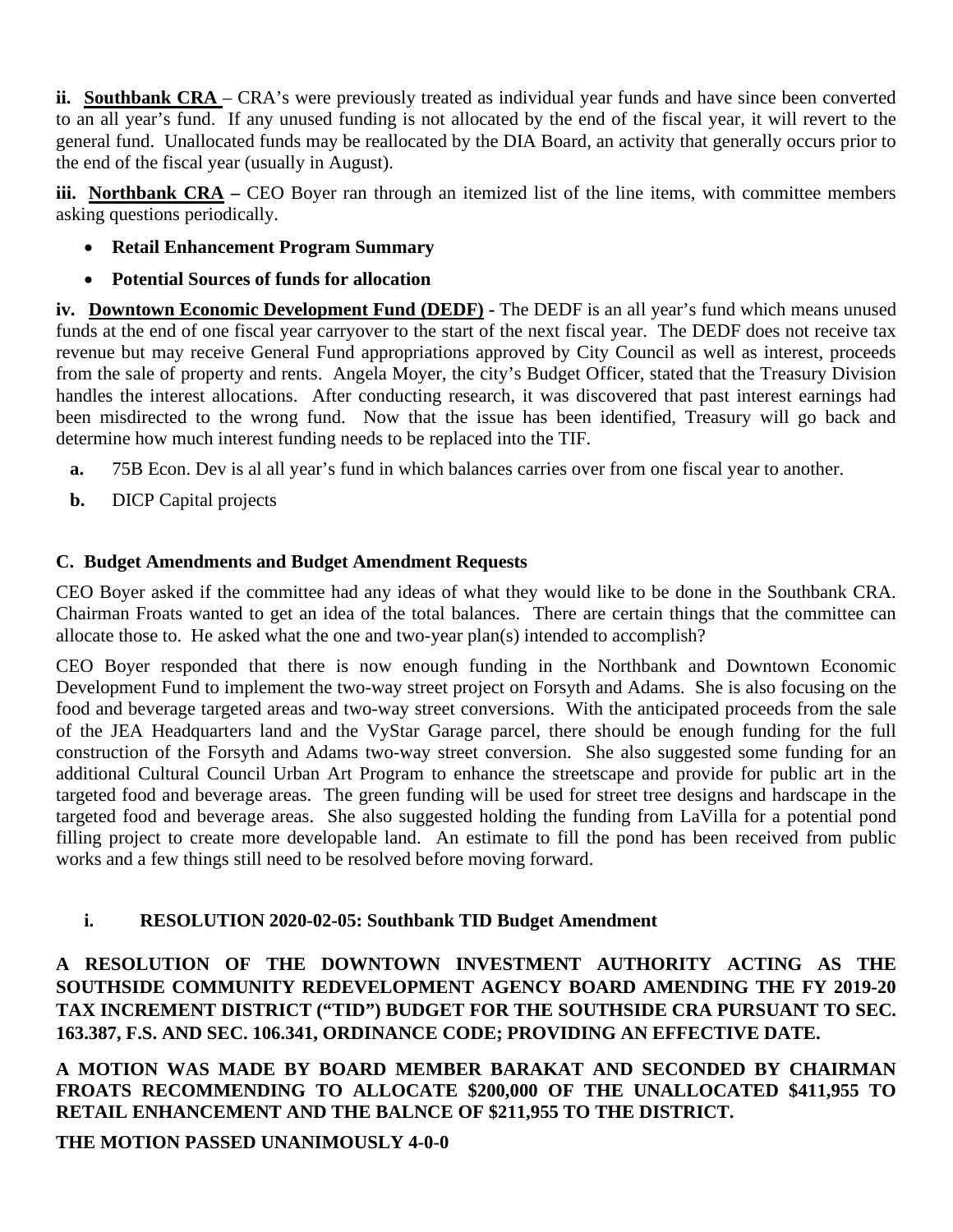**ii. Southbank CRA** – CRA's were previously treated as individual year funds and have since been converted to an all year's fund. If any unused funding is not allocated by the end of the fiscal year, it will revert to the general fund. Unallocated funds may be reallocated by the DIA Board, an activity that generally occurs prior to the end of the fiscal year (usually in August).

**iii. Northbank CRA –** CEO Boyer ran through an itemized list of the line items, with committee members asking questions periodically.

- **Retail Enhancement Program Summary**
- **Potential Sources of funds for allocation**

**iv. Downtown Economic Development Fund (DEDF) -** The DEDF is an all year's fund which means unused funds at the end of one fiscal year carryover to the start of the next fiscal year. The DEDF does not receive tax revenue but may receive General Fund appropriations approved by City Council as well as interest, proceeds from the sale of property and rents. Angela Moyer, the city's Budget Officer, stated that the Treasury Division handles the interest allocations. After conducting research, it was discovered that past interest earnings had been misdirected to the wrong fund. Now that the issue has been identified, Treasury will go back and determine how much interest funding needs to be replaced into the TIF.

**a.** 75B Econ. Dev is al all year's fund in which balances carries over from one fiscal year to another.

**b.** DICP Capital projects

### C. Budget Amendments and Budget Amendment Requests

CEO Boyer asked if the committee had any ideas of what they would like to be done in the Southbank CRA. Chairman Froats wanted to get an idea of the total balances. There are certain things that the committee can allocate those to. He asked what the one and two-year plan(s) intended to accomplish?

CEO Boyer responded that there is now enough funding in the Northbank and Downtown Economic Development Fund to implement the two-way street project on Forsyth and Adams. She is also focusing on the food and beverage targeted areas and two-way street conversions. With the anticipated proceeds from the sale of the JEA Headquarters land and the VyStar Garage parcel, there should be enough funding for the full construction of the Forsyth and Adams two-way street conversion. She also suggested some funding for an additional Cultural Council Urban Art Program to enhance the streetscape and provide for public art in the targeted food and beverage areas. The green funding will be used for street tree designs and hardscape in the targeted food and beverage areas. She also suggested holding the funding from LaVilla for a potential pond filling project to create more developable land. An estimate to fill the pond has been received from public works and a few things still need to be resolved before moving forward.

**i. RESOLUTION 2020-02-05: Southbank TID Budget Amendment**

**A RESOLUTION OF THE DOWNTOWN INVESTMENT AUTHORITY ACTING AS THE SOUTHSIDE COMMUNITY REDEVELOPMENT AGENCY BOARD AMENDING THE FY 2019-20 TAX INCREMENT DISTRICT ("TID") BUDGET FOR THE SOUTHSIDE CRA PURSUANT TO SEC. 163.387, F.S. AND SEC. 106.341, ORDINANCE CODE; PROVIDING AN EFFECTIVE DATE.**

**A MOTION WAS MADE BY BOARD MEMBER BARAKAT AND SECONDED BY CHAIRMAN FROATS RECOMMENDING TO ALLOCATE $200,000 OF THE UNALLOCATED $411,955 TO RETAIL ENHANCEMENT AND THE BALNCE OF $211,955 TO THE DISTRICT.**

**THE MOTION PASSED UNANIMOUSLY 4-0-0**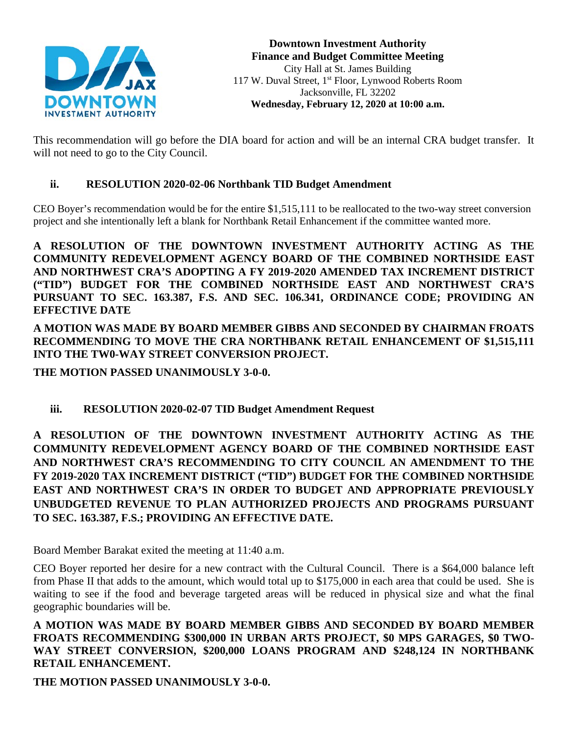**Downtown Investment Authority**
**Finance and Budget Committee Meeting**
City Hall at St. James Building
117 W. Duval Street, 1st Floor, Lynwood Roberts Room
Jacksonville, FL 32202
**Wednesday, February 12, 2020 at 10:00 a.m.**

This recommendation will go before the DIA board for action and will be an internal CRA budget transfer. It will not need to go to the City Council.

### ii. RESOLUTION 2020-02-06 Northbank TID Budget Amendment

CEO Boyer's recommendation would be for the entire $1,515,111 to be reallocated to the two-way street conversion project and she intentionally left a blank for Northbank Retail Enhancement if the committee wanted more.

**A RESOLUTION OF THE DOWNTOWN INVESTMENT AUTHORITY ACTING AS THE COMMUNITY REDEVELOPMENT AGENCY BOARD OF THE COMBINED NORTHSIDE EAST AND NORTHWEST CRA'S ADOPTING A FY 2019-2020 AMENDED TAX INCREMENT DISTRICT ("TID") BUDGET FOR THE COMBINED NORTHSIDE EAST AND NORTHWEST CRA'S PURSUANT TO SEC. 163.387, F.S. AND SEC. 106.341, ORDINANCE CODE; PROVIDING AN EFFECTIVE DATE**

**A MOTION WAS MADE BY BOARD MEMBER GIBBS AND SECONDED BY CHAIRMAN FROATS RECOMMENDING TO MOVE THE CRA NORTHBANK RETAIL ENHANCEMENT OF $1,515,111 INTO THE TW0-WAY STREET CONVERSION PROJECT.**

**THE MOTION PASSED UNANIMOUSLY 3-0-0.**

### iii. RESOLUTION 2020-02-07 TID Budget Amendment Request

**A RESOLUTION OF THE DOWNTOWN INVESTMENT AUTHORITY ACTING AS THE COMMUNITY REDEVELOPMENT AGENCY BOARD OF THE COMBINED NORTHSIDE EAST AND NORTHWEST CRA'S RECOMMENDING TO CITY COUNCIL AN AMENDMENT TO THE FY 2019-2020 TAX INCREMENT DISTRICT ("TID") BUDGET FOR THE COMBINED NORTHSIDE EAST AND NORTHWEST CRA'S IN ORDER TO BUDGET AND APPROPRIATE PREVIOUSLY UNBUDGETED REVENUE TO PLAN AUTHORIZED PROJECTS AND PROGRAMS PURSUANT TO SEC. 163.387, F.S.; PROVIDING AN EFFECTIVE DATE.**

Board Member Barakat exited the meeting at 11:40 a.m.

CEO Boyer reported her desire for a new contract with the Cultural Council. There is a $64,000 balance left from Phase II that adds to the amount, which would total up to $175,000 in each area that could be used. She is waiting to see if the food and beverage targeted areas will be reduced in physical size and what the final geographic boundaries will be.

**A MOTION WAS MADE BY BOARD MEMBER GIBBS AND SECONDED BY BOARD MEMBER FROATS RECOMMENDING $300,000 IN URBAN ARTS PROJECT, $0 MPS GARAGES, $0 TWO-WAY STREET CONVERSION, $200,000 LOANS PROGRAM AND $248,124 IN NORTHBANK RETAIL ENHANCEMENT.**

**THE MOTION PASSED UNANIMOUSLY 3-0-0.**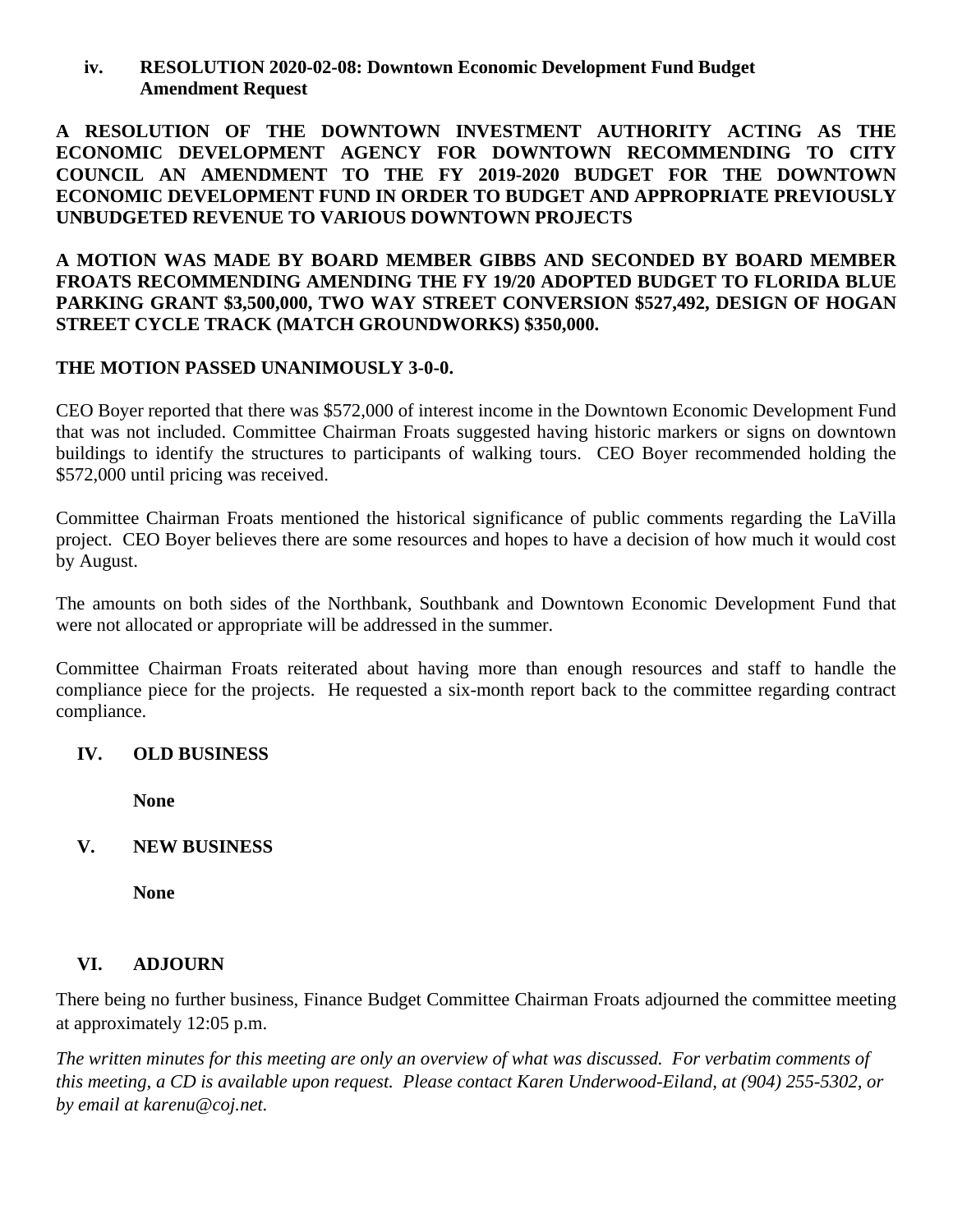**iv. RESOLUTION 2020-02-08: Downtown Economic Development Fund Budget Amendment Request**

**A RESOLUTION OF THE DOWNTOWN INVESTMENT AUTHORITY ACTING AS THE ECONOMIC DEVELOPMENT AGENCY FOR DOWNTOWN RECOMMENDING TO CITY COUNCIL AN AMENDMENT TO THE FY 2019-2020 BUDGET FOR THE DOWNTOWN ECONOMIC DEVELOPMENT FUND IN ORDER TO BUDGET AND APPROPRIATE PREVIOUSLY UNBUDGETED REVENUE TO VARIOUS DOWNTOWN PROJECTS**

**A MOTION WAS MADE BY BOARD MEMBER GIBBS AND SECONDED BY BOARD MEMBER FROATS RECOMMENDING AMENDING THE FY 19/20 ADOPTED BUDGET TO FLORIDA BLUE PARKING GRANT $3,500,000, TWO WAY STREET CONVERSION $527,492, DESIGN OF HOGAN STREET CYCLE TRACK (MATCH GROUNDWORKS) $350,000.**

**THE MOTION PASSED UNANIMOUSLY 3-0-0.**

CEO Boyer reported that there was $572,000 of interest income in the Downtown Economic Development Fund that was not included. Committee Chairman Froats suggested having historic markers or signs on downtown buildings to identify the structures to participants of walking tours. CEO Boyer recommended holding the $572,000 until pricing was received.

Committee Chairman Froats mentioned the historical significance of public comments regarding the LaVilla project. CEO Boyer believes there are some resources and hopes to have a decision of how much it would cost by August.

The amounts on both sides of the Northbank, Southbank and Downtown Economic Development Fund that were not allocated or appropriate will be addressed in the summer.

Committee Chairman Froats reiterated about having more than enough resources and staff to handle the compliance piece for the projects. He requested a six-month report back to the committee regarding contract compliance.

## IV. OLD BUSINESS

**None**

## V. NEW BUSINESS

**None**

## VI. ADJOURN

There being no further business, Finance Budget Committee Chairman Froats adjourned the committee meeting at approximately 12:05 p.m.

*The written minutes for this meeting are only an overview of what was discussed. For verbatim comments of this meeting, a CD is available upon request. Please contact Karen Underwood-Eiland, at (904) 255-5302, or by email at karenu@coj.net.*